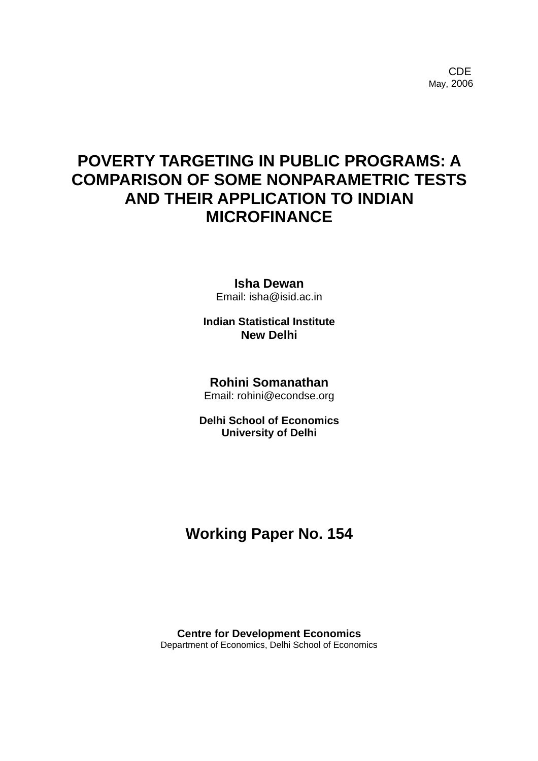CDE
May, 2006

# POVERTY TARGETING IN PUBLIC PROGRAMS: A COMPARISON OF SOME NONPARAMETRIC TESTS AND THEIR APPLICATION TO INDIAN MICROFINANCE

**Isha Dewan**
Email: isha@isid.ac.in

**Indian Statistical Institute**
**New Delhi**

**Rohini Somanathan**
Email: rohini@econdse.org

**Delhi School of Economics**
**University of Delhi**

**Working Paper No. 154**

**Centre for Development Economics**
Department of Economics, Delhi School of Economics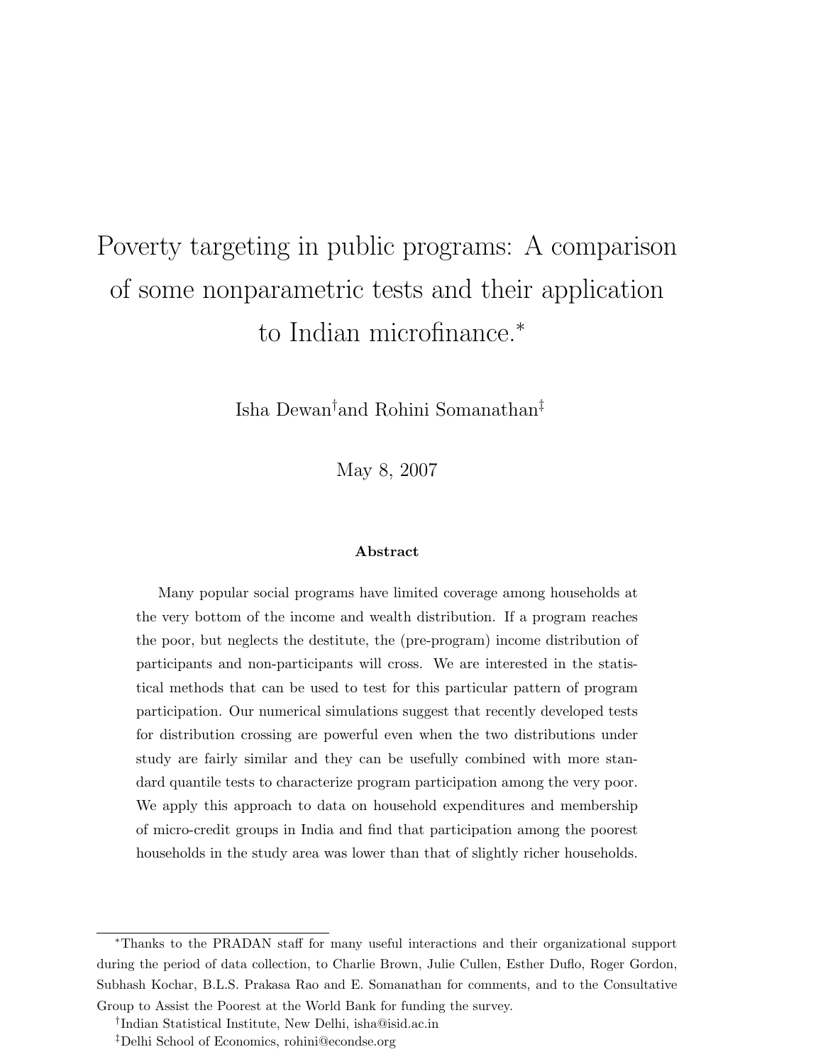# Poverty targeting in public programs: A comparison of some nonparametric tests and their application to Indian microfinance.*

Isha Dewan[†] and Rohini Somanathan[‡]

May 8, 2007

### Abstract

Many popular social programs have limited coverage among households at the very bottom of the income and wealth distribution. If a program reaches the poor, but neglects the destitute, the (pre-program) income distribution of participants and non-participants will cross. We are interested in the statistical methods that can be used to test for this particular pattern of program participation. Our numerical simulations suggest that recently developed tests for distribution crossing are powerful even when the two distributions under study are fairly similar and they can be usefully combined with more standard quantile tests to characterize program participation among the very poor. We apply this approach to data on household expenditures and membership of micro-credit groups in India and find that participation among the poorest households in the study area was lower than that of slightly richer households.

---

*Thanks to the PRADAN staff for many useful interactions and their organizational support during the period of data collection, to Charlie Brown, Julie Cullen, Esther Duflo, Roger Gordon, Subhash Kochar, B.L.S. Prakasa Rao and E. Somanathan for comments, and to the Consultative Group to Assist the Poorest at the World Bank for funding the survey.

[†]Indian Statistical Institute, New Delhi, isha@isid.ac.in

[‡]Delhi School of Economics, rohini@econdse.org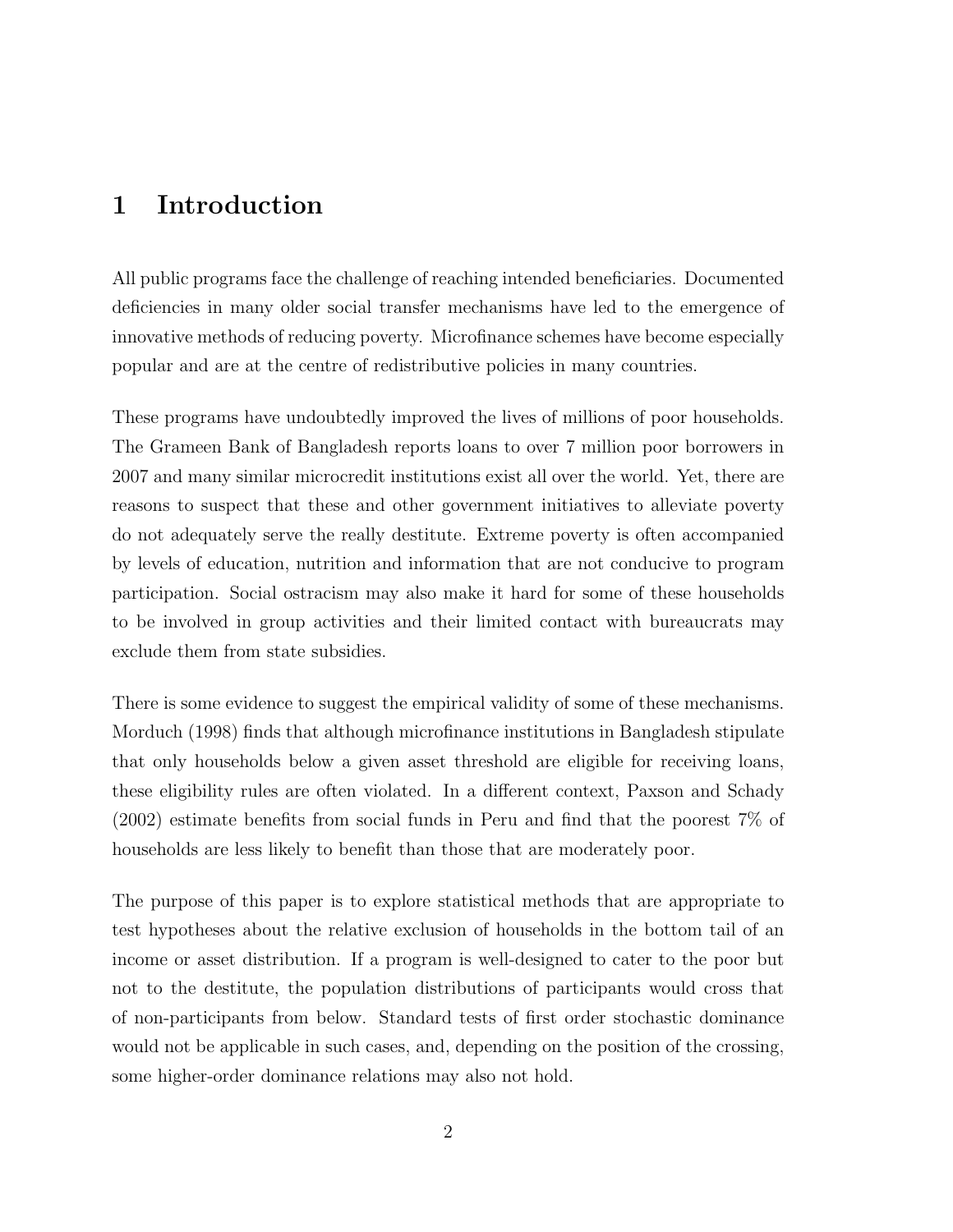# 1 Introduction

All public programs face the challenge of reaching intended beneficiaries. Documented deficiencies in many older social transfer mechanisms have led to the emergence of innovative methods of reducing poverty. Microfinance schemes have become especially popular and are at the centre of redistributive policies in many countries.

These programs have undoubtedly improved the lives of millions of poor households. The Grameen Bank of Bangladesh reports loans to over 7 million poor borrowers in 2007 and many similar microcredit institutions exist all over the world. Yet, there are reasons to suspect that these and other government initiatives to alleviate poverty do not adequately serve the really destitute. Extreme poverty is often accompanied by levels of education, nutrition and information that are not conducive to program participation. Social ostracism may also make it hard for some of these households to be involved in group activities and their limited contact with bureaucrats may exclude them from state subsidies.

There is some evidence to suggest the empirical validity of some of these mechanisms. Morduch (1998) finds that although microfinance institutions in Bangladesh stipulate that only households below a given asset threshold are eligible for receiving loans, these eligibility rules are often violated. In a different context, Paxson and Schady (2002) estimate benefits from social funds in Peru and find that the poorest 7% of households are less likely to benefit than those that are moderately poor.

The purpose of this paper is to explore statistical methods that are appropriate to test hypotheses about the relative exclusion of households in the bottom tail of an income or asset distribution. If a program is well-designed to cater to the poor but not to the destitute, the population distributions of participants would cross that of non-participants from below. Standard tests of first order stochastic dominance would not be applicable in such cases, and, depending on the position of the crossing, some higher-order dominance relations may also not hold.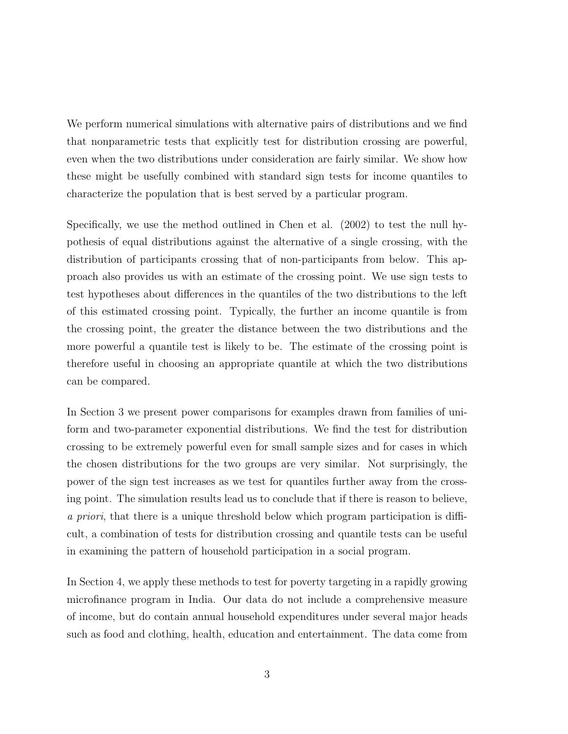We perform numerical simulations with alternative pairs of distributions and we find that nonparametric tests that explicitly test for distribution crossing are powerful, even when the two distributions under consideration are fairly similar. We show how these might be usefully combined with standard sign tests for income quantiles to characterize the population that is best served by a particular program.

Specifically, we use the method outlined in Chen et al. (2002) to test the null hypothesis of equal distributions against the alternative of a single crossing, with the distribution of participants crossing that of non-participants from below. This approach also provides us with an estimate of the crossing point. We use sign tests to test hypotheses about differences in the quantiles of the two distributions to the left of this estimated crossing point. Typically, the further an income quantile is from the crossing point, the greater the distance between the two distributions and the more powerful a quantile test is likely to be. The estimate of the crossing point is therefore useful in choosing an appropriate quantile at which the two distributions can be compared.

In Section 3 we present power comparisons for examples drawn from families of uniform and two-parameter exponential distributions. We find the test for distribution crossing to be extremely powerful even for small sample sizes and for cases in which the chosen distributions for the two groups are very similar. Not surprisingly, the power of the sign test increases as we test for quantiles further away from the crossing point. The simulation results lead us to conclude that if there is reason to believe, *a priori*, that there is a unique threshold below which program participation is difficult, a combination of tests for distribution crossing and quantile tests can be useful in examining the pattern of household participation in a social program.

In Section 4, we apply these methods to test for poverty targeting in a rapidly growing microfinance program in India. Our data do not include a comprehensive measure of income, but do contain annual household expenditures under several major heads such as food and clothing, health, education and entertainment. The data come from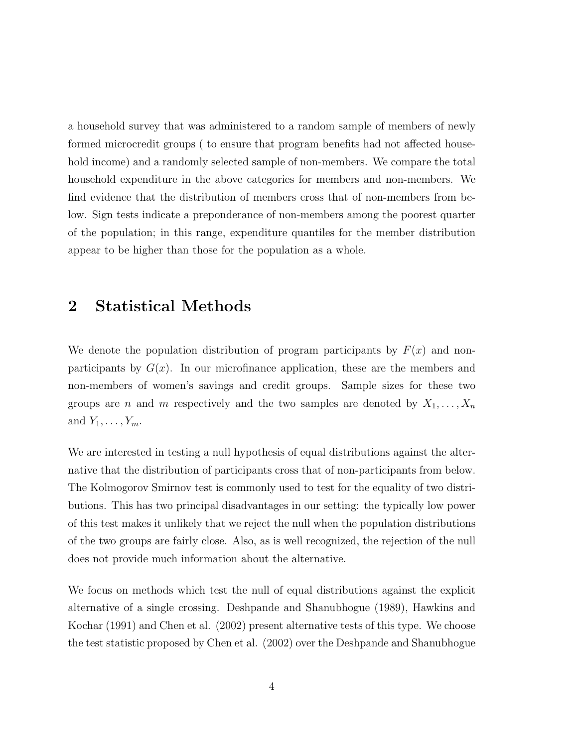a household survey that was administered to a random sample of members of newly formed microcredit groups ( to ensure that program benefits had not affected household income) and a randomly selected sample of non-members. We compare the total household expenditure in the above categories for members and non-members. We find evidence that the distribution of members cross that of non-members from below. Sign tests indicate a preponderance of non-members among the poorest quarter of the population; in this range, expenditure quantiles for the member distribution appear to be higher than those for the population as a whole.

## 2 Statistical Methods

We denote the population distribution of program participants by $F(x)$ and non-participants by $G(x)$. In our microfinance application, these are the members and non-members of women's savings and credit groups. Sample sizes for these two groups are $n$ and $m$ respectively and the two samples are denoted by $X_1, \ldots, X_n$ and $Y_1, \ldots, Y_m$.

We are interested in testing a null hypothesis of equal distributions against the alternative that the distribution of participants cross that of non-participants from below. The Kolmogorov Smirnov test is commonly used to test for the equality of two distributions. This has two principal disadvantages in our setting: the typically low power of this test makes it unlikely that we reject the null when the population distributions of the two groups are fairly close. Also, as is well recognized, the rejection of the null does not provide much information about the alternative.

We focus on methods which test the null of equal distributions against the explicit alternative of a single crossing. Deshpande and Shanubhogue (1989), Hawkins and Kochar (1991) and Chen et al. (2002) present alternative tests of this type. We choose the test statistic proposed by Chen et al. (2002) over the Deshpande and Shanubhogue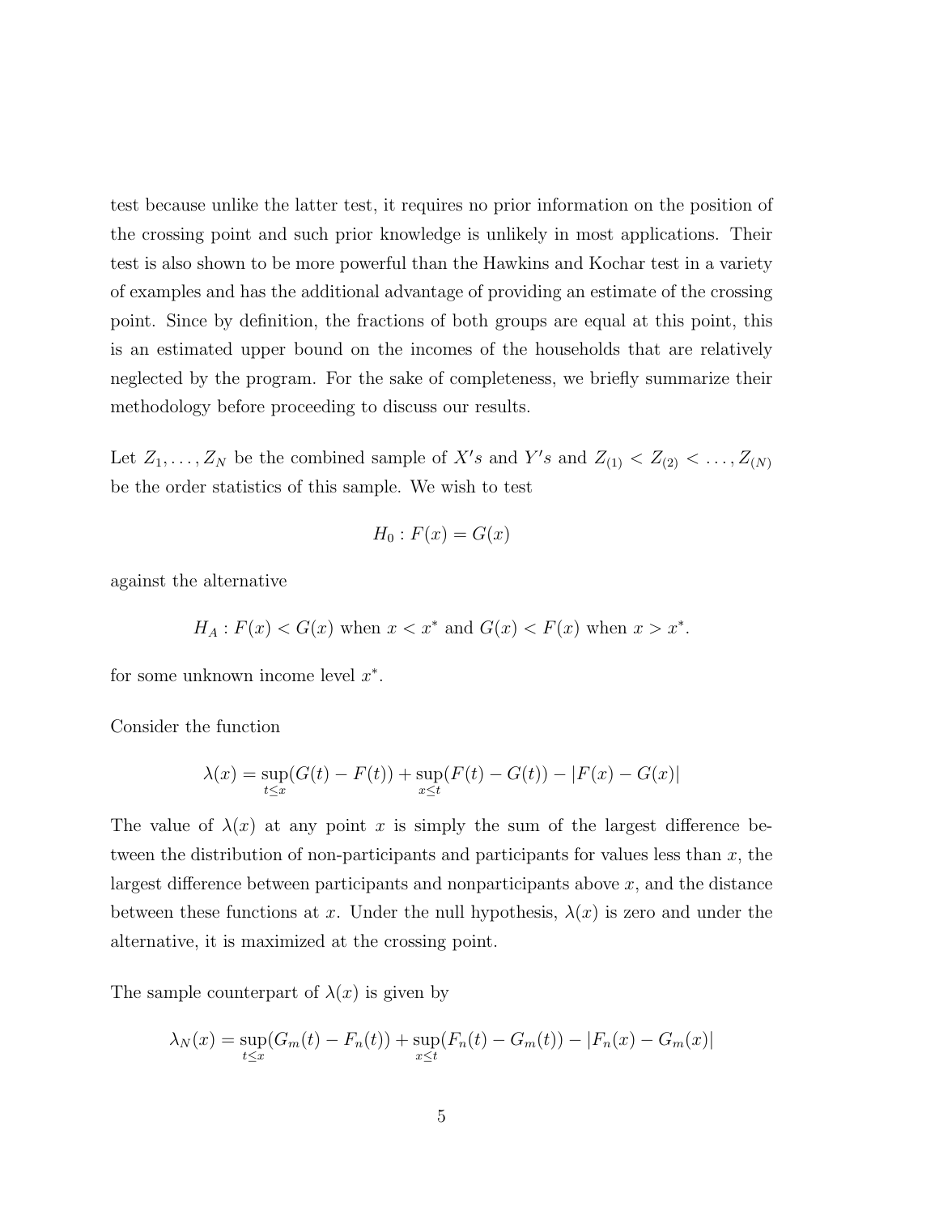test because unlike the latter test, it requires no prior information on the position of the crossing point and such prior knowledge is unlikely in most applications. Their test is also shown to be more powerful than the Hawkins and Kochar test in a variety of examples and has the additional advantage of providing an estimate of the crossing point. Since by definition, the fractions of both groups are equal at this point, this is an estimated upper bound on the incomes of the households that are relatively neglected by the program. For the sake of completeness, we briefly summarize their methodology before proceeding to discuss our results.

Let $Z_1, \ldots, Z_N$ be the combined sample of $X's$ and $Y's$ and $Z_{(1)} < Z_{(2)} < \ldots, Z_{(N)}$ be the order statistics of this sample. We wish to test

$$H_0 : F(x) = G(x)$$

against the alternative

$$H_A : F(x) < G(x) \text{ when } x < x^* \text{ and } G(x) < F(x) \text{ when } x > x^*.$$

for some unknown income level $x^*$.

Consider the function

$$\lambda(x) = \sup_{t \leq x}(G(t) - F(t)) + \sup_{x \leq t}(F(t) - G(t)) - |F(x) - G(x)|$$

The value of $\lambda(x)$ at any point $x$ is simply the sum of the largest difference between the distribution of non-participants and participants for values less than $x$, the largest difference between participants and nonparticipants above $x$, and the distance between these functions at $x$. Under the null hypothesis, $\lambda(x)$ is zero and under the alternative, it is maximized at the crossing point.

The sample counterpart of $\lambda(x)$ is given by

$$\lambda_N(x) = \sup_{t \leq x}(G_m(t) - F_n(t)) + \sup_{x \leq t}(F_n(t) - G_m(t)) - |F_n(x) - G_m(x)|$$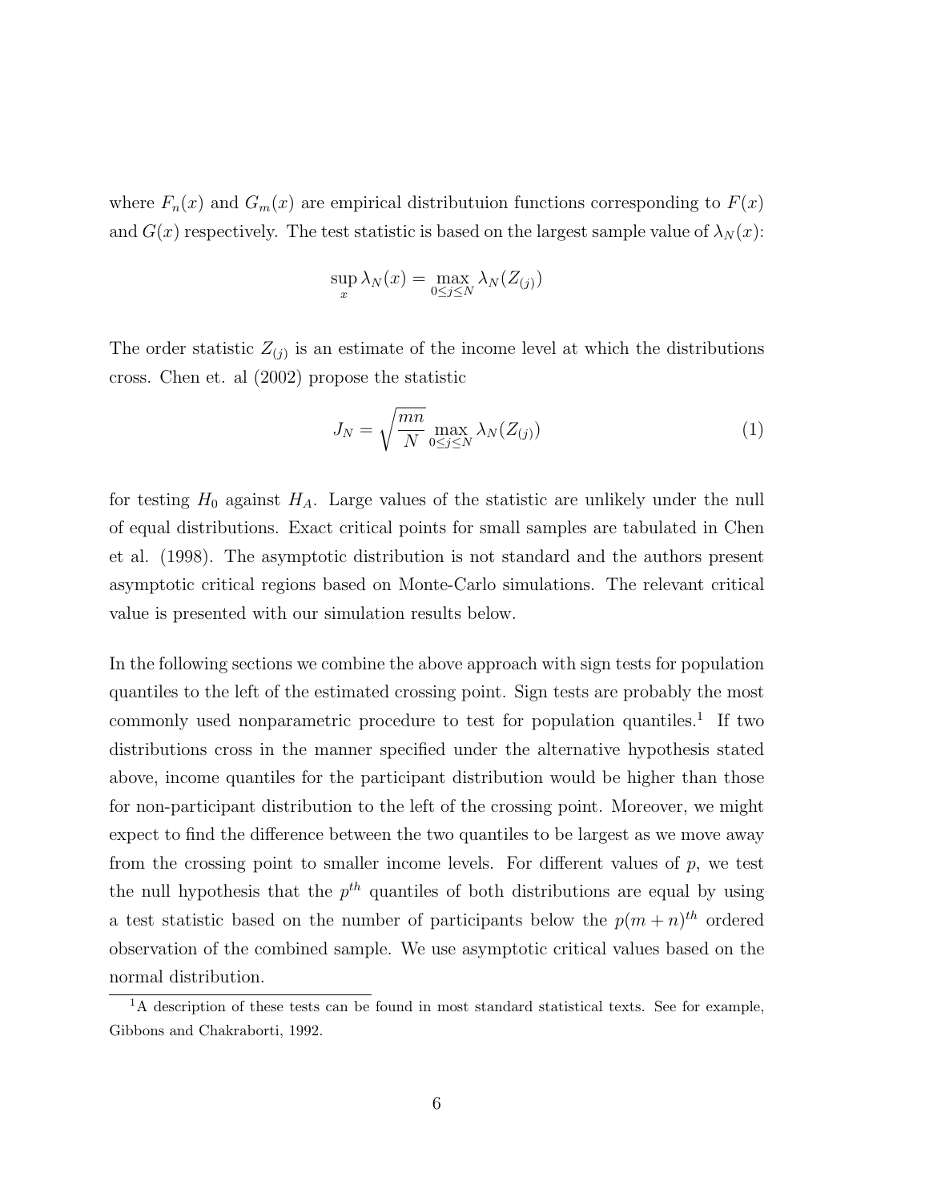where $F_n(x)$ and $G_m(x)$ are empirical distributuion functions corresponding to $F(x)$ and $G(x)$ respectively. The test statistic is based on the largest sample value of $\lambda_N(x)$:

$$\sup_x \lambda_N(x) = \max_{0 \leq j \leq N} \lambda_N(Z_{(j)})$$

The order statistic $Z_{(j)}$ is an estimate of the income level at which the distributions cross. Chen et. al (2002) propose the statistic

$$J_N = \sqrt{\frac{mn}{N}} \max_{0 \leq j \leq N} \lambda_N(Z_{(j)}) \tag{1}$$

for testing $H_0$ against $H_A$. Large values of the statistic are unlikely under the null of equal distributions. Exact critical points for small samples are tabulated in Chen et al. (1998). The asymptotic distribution is not standard and the authors present asymptotic critical regions based on Monte-Carlo simulations. The relevant critical value is presented with our simulation results below.

In the following sections we combine the above approach with sign tests for population quantiles to the left of the estimated crossing point. Sign tests are probably the most commonly used nonparametric procedure to test for population quantiles.[1] If two distributions cross in the manner specified under the alternative hypothesis stated above, income quantiles for the participant distribution would be higher than those for non-participant distribution to the left of the crossing point. Moreover, we might expect to find the difference between the two quantiles to be largest as we move away from the crossing point to smaller income levels. For different values of $p$, we test the null hypothesis that the $p^{th}$ quantiles of both distributions are equal by using a test statistic based on the number of participants below the $p(m+n)^{th}$ ordered observation of the combined sample. We use asymptotic critical values based on the normal distribution.

[1] A description of these tests can be found in most standard statistical texts. See for example, Gibbons and Chakraborti, 1992.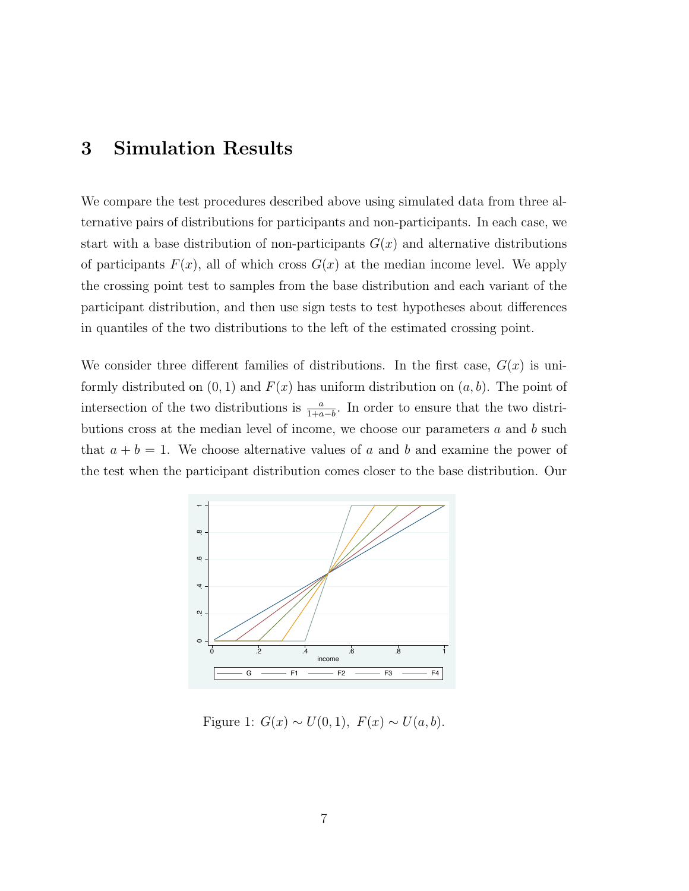# 3 Simulation Results

We compare the test procedures described above using simulated data from three alternative pairs of distributions for participants and non-participants. In each case, we start with a base distribution of non-participants $G(x)$ and alternative distributions of participants $F(x)$, all of which cross $G(x)$ at the median income level. We apply the crossing point test to samples from the base distribution and each variant of the participant distribution, and then use sign tests to test hypotheses about differences in quantiles of the two distributions to the left of the estimated crossing point.

We consider three different families of distributions. In the first case, $G(x)$ is uniformly distributed on $(0, 1)$ and $F(x)$ has uniform distribution on $(a, b)$. The point of intersection of the two distributions is $\frac{a}{1+a-b}$. In order to ensure that the two distributions cross at the median level of income, we choose our parameters $a$ and $b$ such that $a + b = 1$. We choose alternative values of $a$ and $b$ and examine the power of the test when the participant distribution comes closer to the base distribution. Our

Figure 1: $G(x) \sim U(0, 1)$, $F(x) \sim U(a, b)$.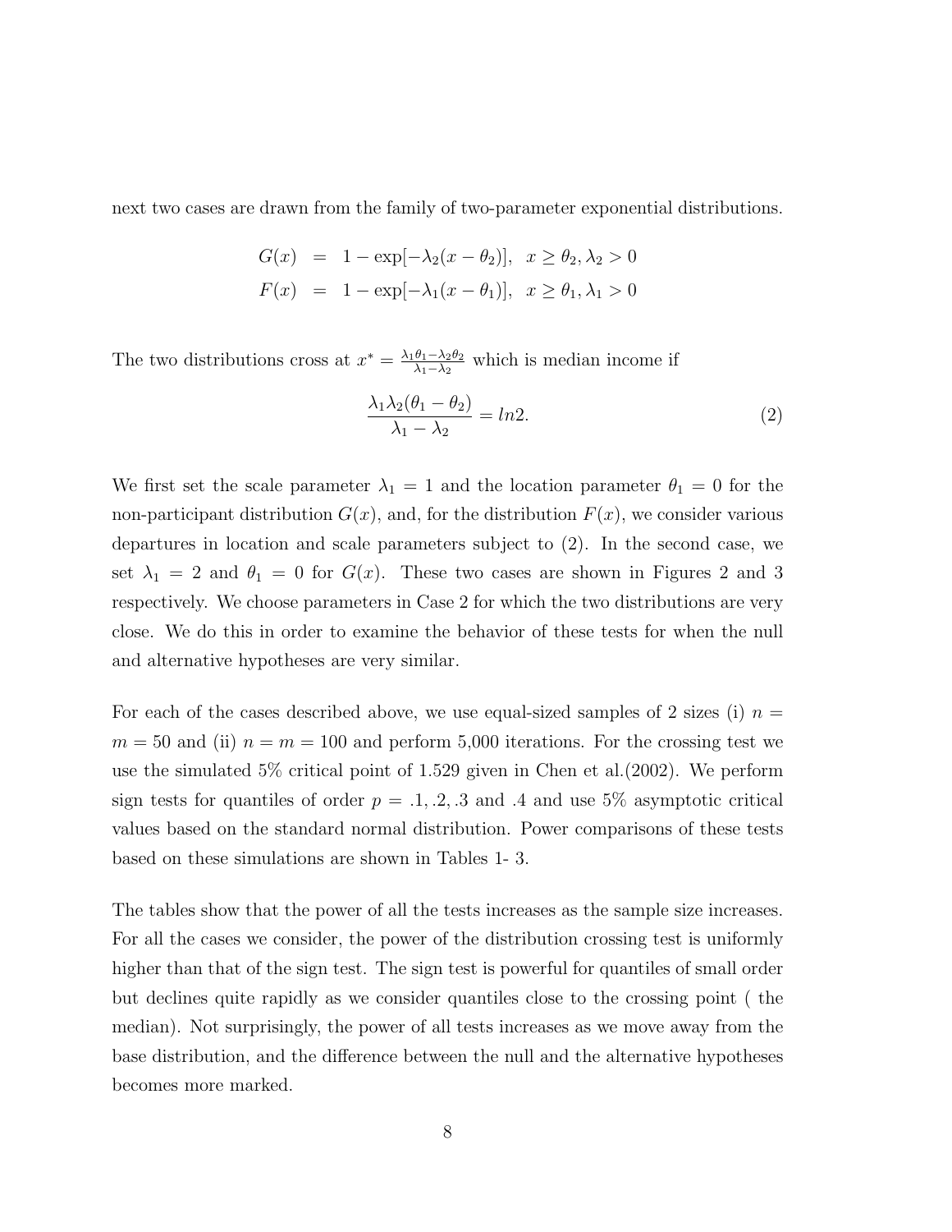next two cases are drawn from the family of two-parameter exponential distributions.

$$
\begin{aligned}
G(x) &= 1 - \exp[-\lambda_2(x - \theta_2)], \quad x \geq \theta_2, \lambda_2 > 0 \\
F(x) &= 1 - \exp[-\lambda_1(x - \theta_1)], \quad x \geq \theta_1, \lambda_1 > 0
\end{aligned}
$$

The two distributions cross at $x^* = \frac{\lambda_1\theta_1 - \lambda_2\theta_2}{\lambda_1 - \lambda_2}$ which is median income if

$$
\frac{\lambda_1\lambda_2(\theta_1 - \theta_2)}{\lambda_1 - \lambda_2} = ln2. \tag{2}
$$

We first set the scale parameter $\lambda_1 = 1$ and the location parameter $\theta_1 = 0$ for the non-participant distribution $G(x)$, and, for the distribution $F(x)$, we consider various departures in location and scale parameters subject to (2). In the second case, we set $\lambda_1 = 2$ and $\theta_1 = 0$ for $G(x)$. These two cases are shown in Figures 2 and 3 respectively. We choose parameters in Case 2 for which the two distributions are very close. We do this in order to examine the behavior of these tests for when the null and alternative hypotheses are very similar.

For each of the cases described above, we use equal-sized samples of 2 sizes (i) $n = m = 50$ and (ii) $n = m = 100$ and perform 5,000 iterations. For the crossing test we use the simulated 5% critical point of 1.529 given in Chen et al.(2002). We perform sign tests for quantiles of order $p = .1, .2, .3$ and $.4$ and use 5% asymptotic critical values based on the standard normal distribution. Power comparisons of these tests based on these simulations are shown in Tables 1- 3.

The tables show that the power of all the tests increases as the sample size increases. For all the cases we consider, the power of the distribution crossing test is uniformly higher than that of the sign test. The sign test is powerful for quantiles of small order but declines quite rapidly as we consider quantiles close to the crossing point ( the median). Not surprisingly, the power of all tests increases as we move away from the base distribution, and the difference between the null and the alternative hypotheses becomes more marked.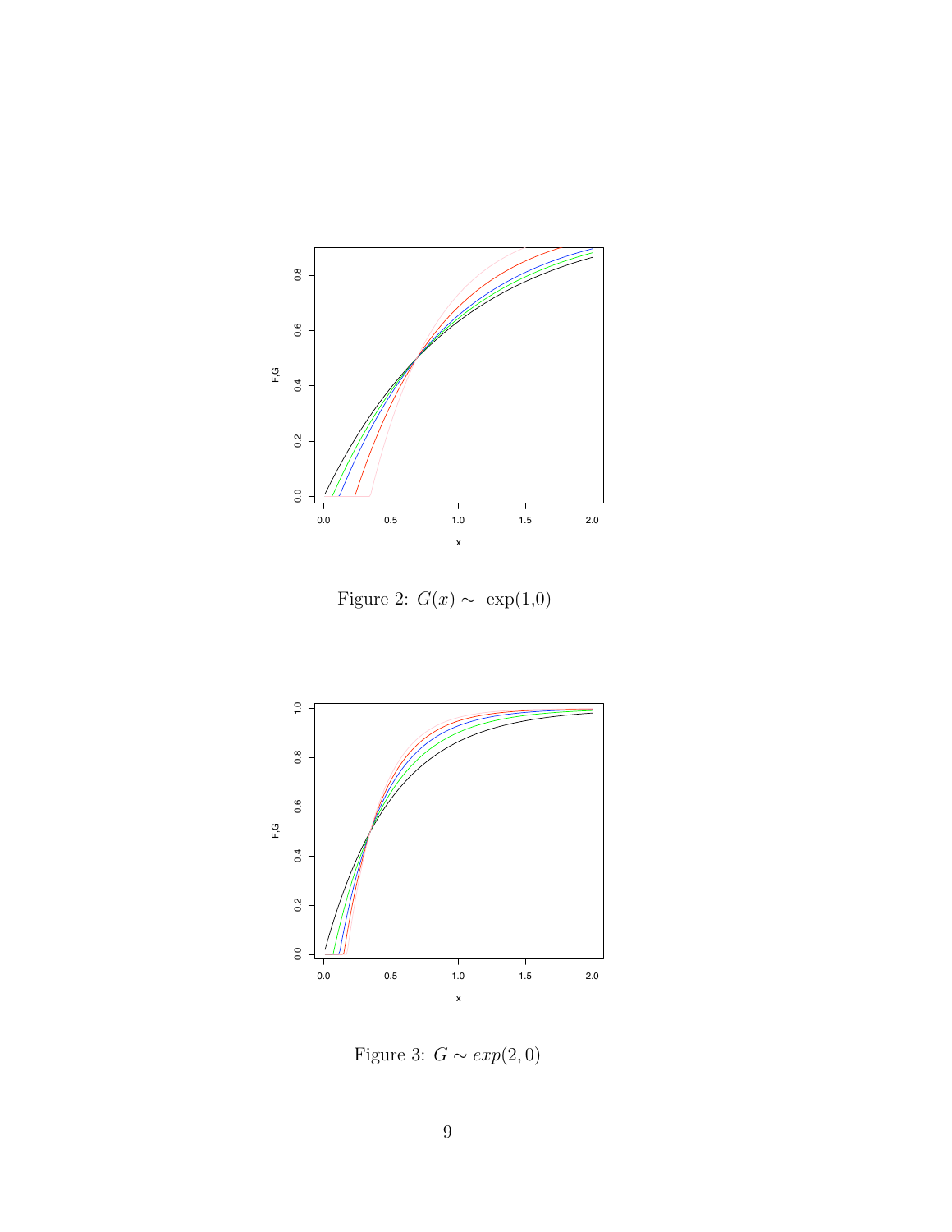Figure 2: $G(x) \sim$ exp(1,0)

Figure 3: $G \sim exp(2, 0)$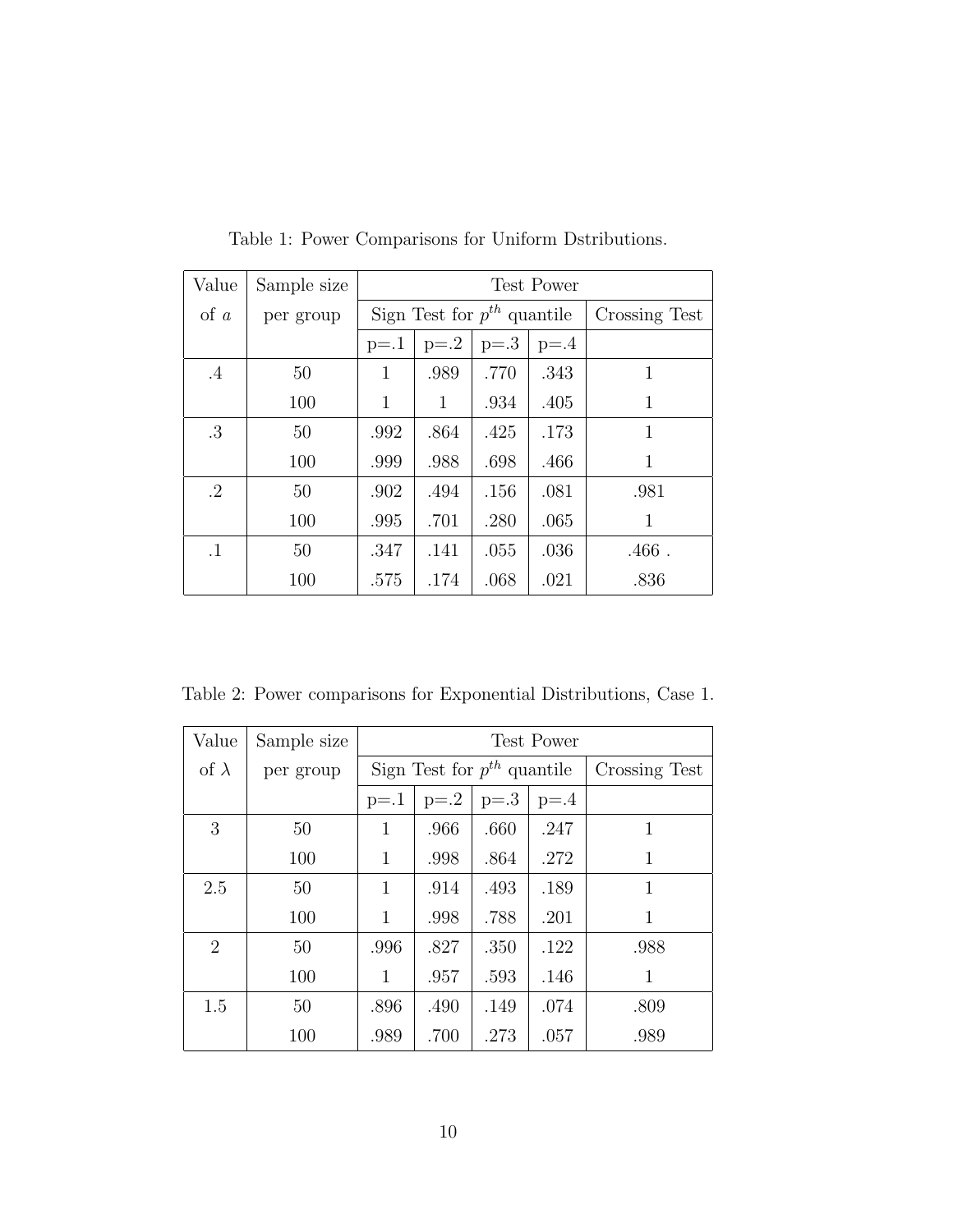Table 1: Power Comparisons for Uniform Dstributions.

| Value of $a$ | Sample size per group | Test Power | | | | |
|---|---|---|---|---|---|---|
| | | Sign Test for $p^{th}$ quantile | | | | Crossing Test |
| | | p=.1 | p=.2 | p=.3 | p=.4 | |
| .4 | 50 | 1 | .989 | .770 | .343 | 1 |
| | 100 | 1 | 1 | .934 | .405 | 1 |
| .3 | 50 | .992 | .864 | .425 | .173 | 1 |
| | 100 | .999 | .988 | .698 | .466 | 1 |
| .2 | 50 | .902 | .494 | .156 | .081 | .981 |
| | 100 | .995 | .701 | .280 | .065 | 1 |
| .1 | 50 | .347 | .141 | .055 | .036 | .466 . |
| | 100 | .575 | .174 | .068 | .021 | .836 |

Table 2: Power comparisons for Exponential Distributions, Case 1.

| Value of $\lambda$ | Sample size per group | Test Power | | | | |
|---|---|---|---|---|---|---|
| | | Sign Test for $p^{th}$ quantile | | | | Crossing Test |
| | | p=.1 | p=.2 | p=.3 | p=.4 | |
| 3 | 50 | 1 | .966 | .660 | .247 | 1 |
| | 100 | 1 | .998 | .864 | .272 | 1 |
| 2.5 | 50 | 1 | .914 | .493 | .189 | 1 |
| | 100 | 1 | .998 | .788 | .201 | 1 |
| 2 | 50 | .996 | .827 | .350 | .122 | .988 |
| | 100 | 1 | .957 | .593 | .146 | 1 |
| 1.5 | 50 | .896 | .490 | .149 | .074 | .809 |
| | 100 | .989 | .700 | .273 | .057 | .989 |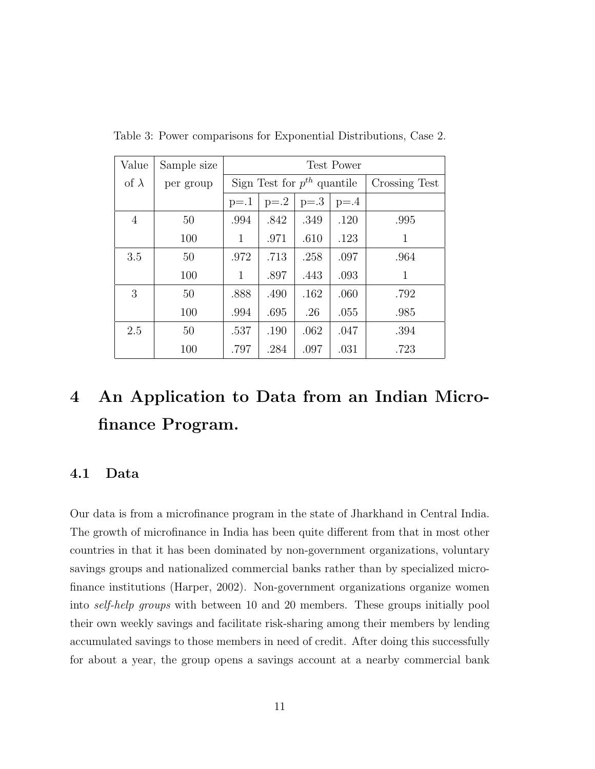Table 3: Power comparisons for Exponential Distributions, Case 2.

| Value of $\lambda$ | Sample size per group | Test Power | | | | |
|---|---|---|---|---|---|---|
| | | Sign Test for $p^{th}$ quantile | | | | Crossing Test |
| | | p=.1 | p=.2 | p=.3 | p=.4 | |
| 4 | 50 | .994 | .842 | .349 | .120 | .995 |
| | 100 | 1 | .971 | .610 | .123 | 1 |
| 3.5 | 50 | .972 | .713 | .258 | .097 | .964 |
| | 100 | 1 | .897 | .443 | .093 | 1 |
| 3 | 50 | .888 | .490 | .162 | .060 | .792 |
| | 100 | .994 | .695 | .26 | .055 | .985 |
| 2.5 | 50 | .537 | .190 | .062 | .047 | .394 |
| | 100 | .797 | .284 | .097 | .031 | .723 |

# 4 An Application to Data from an Indian Microfinance Program.

## 4.1 Data

Our data is from a microfinance program in the state of Jharkhand in Central India. The growth of microfinance in India has been quite different from that in most other countries in that it has been dominated by non-government organizations, voluntary savings groups and nationalized commercial banks rather than by specialized microfinance institutions (Harper, 2002). Non-government organizations organize women into *self-help groups* with between 10 and 20 members. These groups initially pool their own weekly savings and facilitate risk-sharing among their members by lending accumulated savings to those members in need of credit. After doing this successfully for about a year, the group opens a savings account at a nearby commercial bank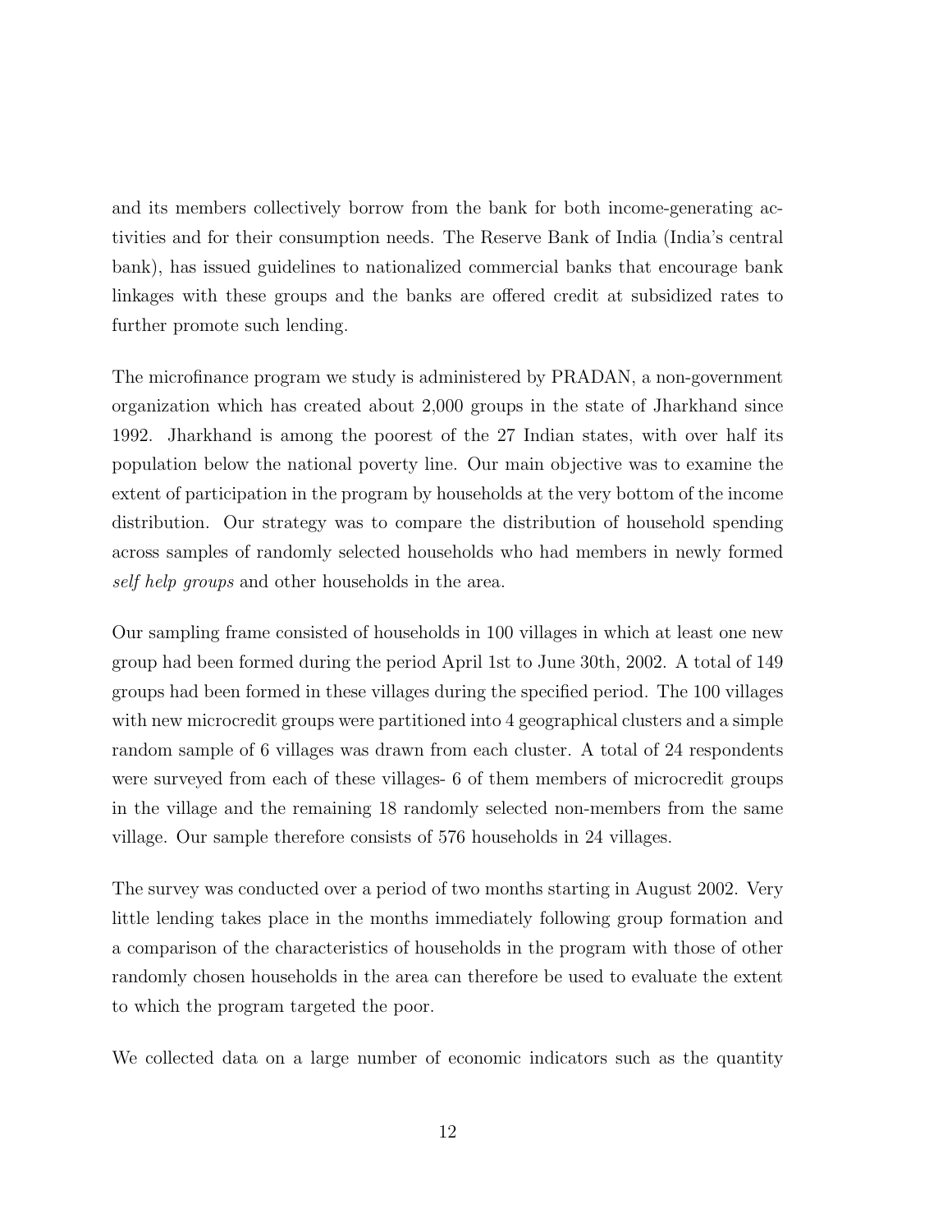and its members collectively borrow from the bank for both income-generating activities and for their consumption needs. The Reserve Bank of India (India's central bank), has issued guidelines to nationalized commercial banks that encourage bank linkages with these groups and the banks are offered credit at subsidized rates to further promote such lending.

The microfinance program we study is administered by PRADAN, a non-government organization which has created about 2,000 groups in the state of Jharkhand since 1992. Jharkhand is among the poorest of the 27 Indian states, with over half its population below the national poverty line. Our main objective was to examine the extent of participation in the program by households at the very bottom of the income distribution. Our strategy was to compare the distribution of household spending across samples of randomly selected households who had members in newly formed *self help groups* and other households in the area.

Our sampling frame consisted of households in 100 villages in which at least one new group had been formed during the period April 1st to June 30th, 2002. A total of 149 groups had been formed in these villages during the specified period. The 100 villages with new microcredit groups were partitioned into 4 geographical clusters and a simple random sample of 6 villages was drawn from each cluster. A total of 24 respondents were surveyed from each of these villages- 6 of them members of microcredit groups in the village and the remaining 18 randomly selected non-members from the same village. Our sample therefore consists of 576 households in 24 villages.

The survey was conducted over a period of two months starting in August 2002. Very little lending takes place in the months immediately following group formation and a comparison of the characteristics of households in the program with those of other randomly chosen households in the area can therefore be used to evaluate the extent to which the program targeted the poor.

We collected data on a large number of economic indicators such as the quantity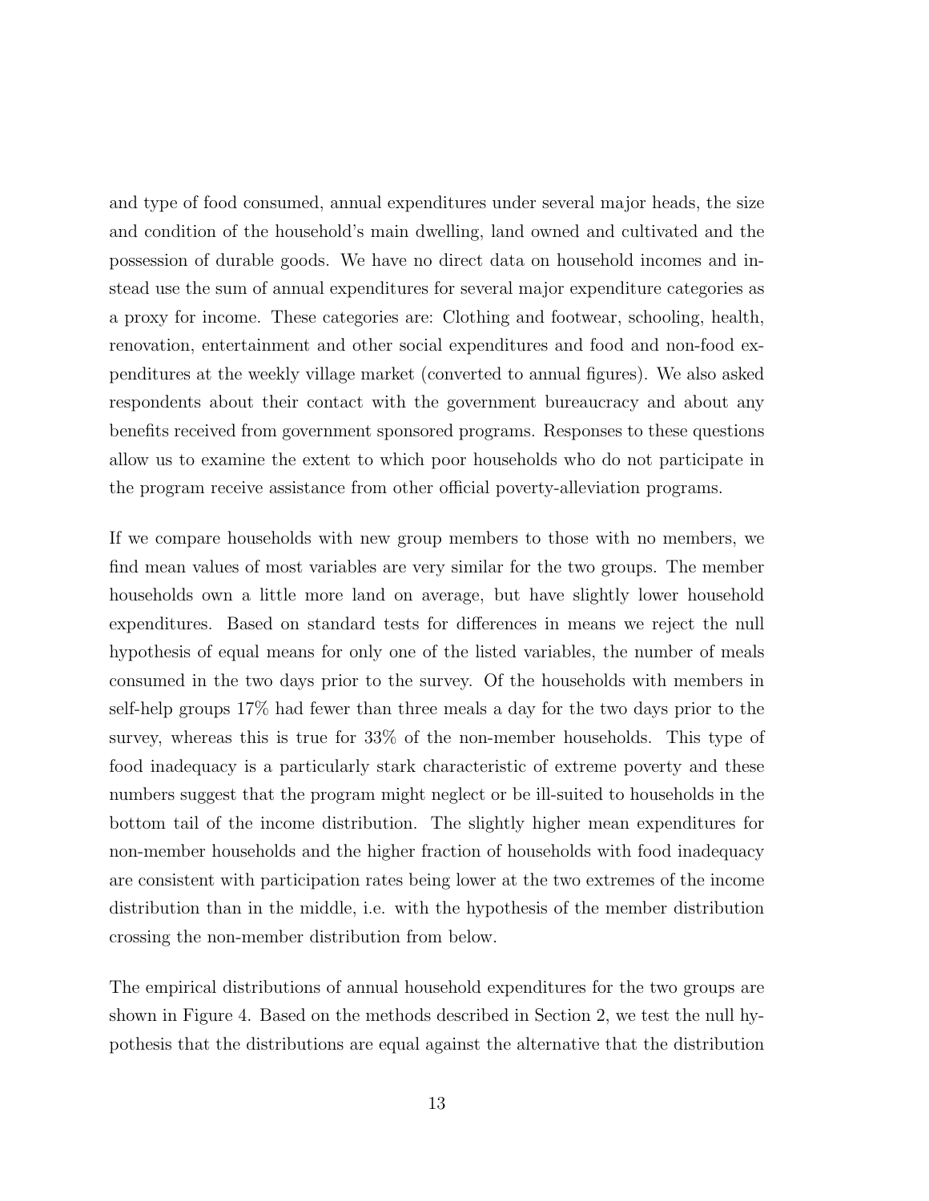and type of food consumed, annual expenditures under several major heads, the size and condition of the household's main dwelling, land owned and cultivated and the possession of durable goods. We have no direct data on household incomes and instead use the sum of annual expenditures for several major expenditure categories as a proxy for income. These categories are: Clothing and footwear, schooling, health, renovation, entertainment and other social expenditures and food and non-food expenditures at the weekly village market (converted to annual figures). We also asked respondents about their contact with the government bureaucracy and about any benefits received from government sponsored programs. Responses to these questions allow us to examine the extent to which poor households who do not participate in the program receive assistance from other official poverty-alleviation programs.

If we compare households with new group members to those with no members, we find mean values of most variables are very similar for the two groups. The member households own a little more land on average, but have slightly lower household expenditures. Based on standard tests for differences in means we reject the null hypothesis of equal means for only one of the listed variables, the number of meals consumed in the two days prior to the survey. Of the households with members in self-help groups 17% had fewer than three meals a day for the two days prior to the survey, whereas this is true for 33% of the non-member households. This type of food inadequacy is a particularly stark characteristic of extreme poverty and these numbers suggest that the program might neglect or be ill-suited to households in the bottom tail of the income distribution. The slightly higher mean expenditures for non-member households and the higher fraction of households with food inadequacy are consistent with participation rates being lower at the two extremes of the income distribution than in the middle, i.e. with the hypothesis of the member distribution crossing the non-member distribution from below.

The empirical distributions of annual household expenditures for the two groups are shown in Figure 4. Based on the methods described in Section 2, we test the null hypothesis that the distributions are equal against the alternative that the distribution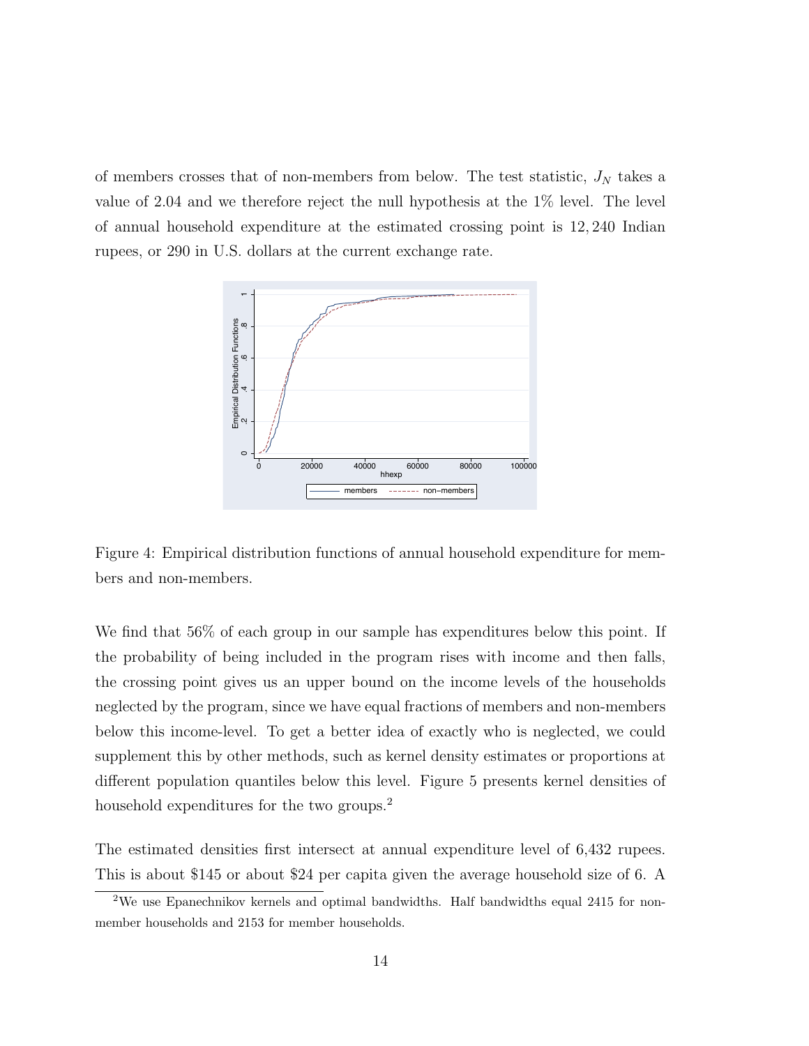of members crosses that of non-members from below. The test statistic, $J_N$ takes a value of 2.04 and we therefore reject the null hypothesis at the 1% level. The level of annual household expenditure at the estimated crossing point is 12,240 Indian rupees, or 290 in U.S. dollars at the current exchange rate.

Figure 4: Empirical distribution functions of annual household expenditure for members and non-members.

We find that 56% of each group in our sample has expenditures below this point. If the probability of being included in the program rises with income and then falls, the crossing point gives us an upper bound on the income levels of the households neglected by the program, since we have equal fractions of members and non-members below this income-level. To get a better idea of exactly who is neglected, we could supplement this by other methods, such as kernel density estimates or proportions at different population quantiles below this level. Figure 5 presents kernel densities of household expenditures for the two groups.[2]

The estimated densities first intersect at annual expenditure level of 6,432 rupees. This is about \$145 or about \$24 per capita given the average household size of 6. A

[2] We use Epanechnikov kernels and optimal bandwidths. Half bandwidths equal 2415 for non-member households and 2153 for member households.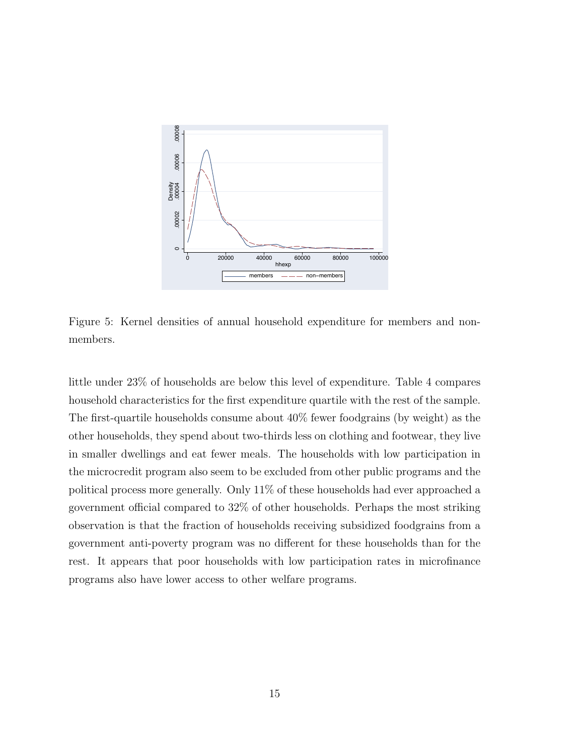Figure 5: Kernel densities of annual household expenditure for members and non-members.

little under 23% of households are below this level of expenditure. Table 4 compares household characteristics for the first expenditure quartile with the rest of the sample. The first-quartile households consume about 40% fewer foodgrains (by weight) as the other households, they spend about two-thirds less on clothing and footwear, they live in smaller dwellings and eat fewer meals. The households with low participation in the microcredit program also seem to be excluded from other public programs and the political process more generally. Only 11% of these households had ever approached a government official compared to 32% of other households. Perhaps the most striking observation is that the fraction of households receiving subsidized foodgrains from a government anti-poverty program was no different for these households than for the rest. It appears that poor households with low participation rates in microfinance programs also have lower access to other welfare programs.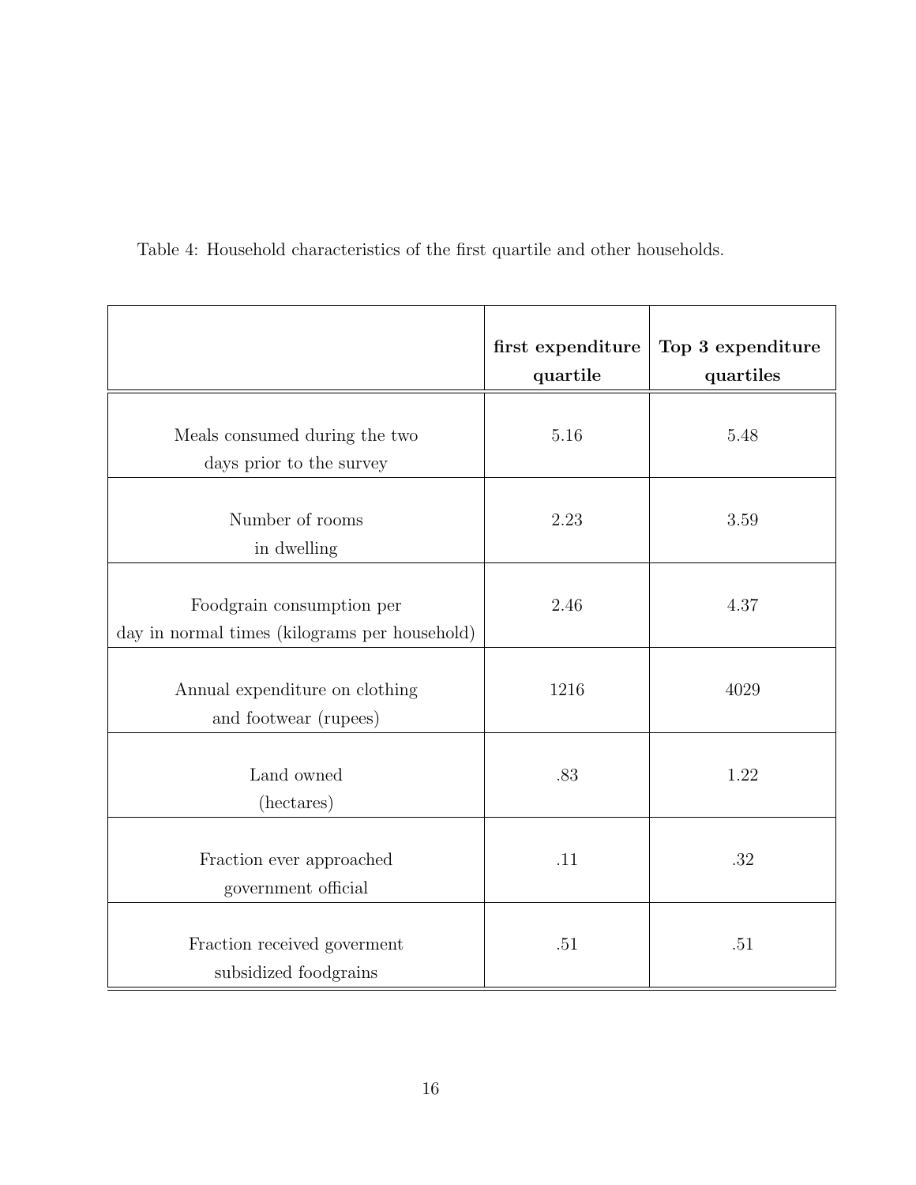Table 4: Household characteristics of the first quartile and other households.

| | **first expenditure quartile** | **Top 3 expenditure quartiles** |
|---|---|---|
| Meals consumed during the two days prior to the survey | 5.16 | 5.48 |
| Number of rooms in dwelling | 2.23 | 3.59 |
| Foodgrain consumption per day in normal times (kilograms per household) | 2.46 | 4.37 |
| Annual expenditure on clothing and footwear (rupees) | 1216 | 4029 |
| Land owned (hectares) | .83 | 1.22 |
| Fraction ever approached government official | .11 | .32 |
| Fraction received goverment subsidized foodgrains | .51 | .51 |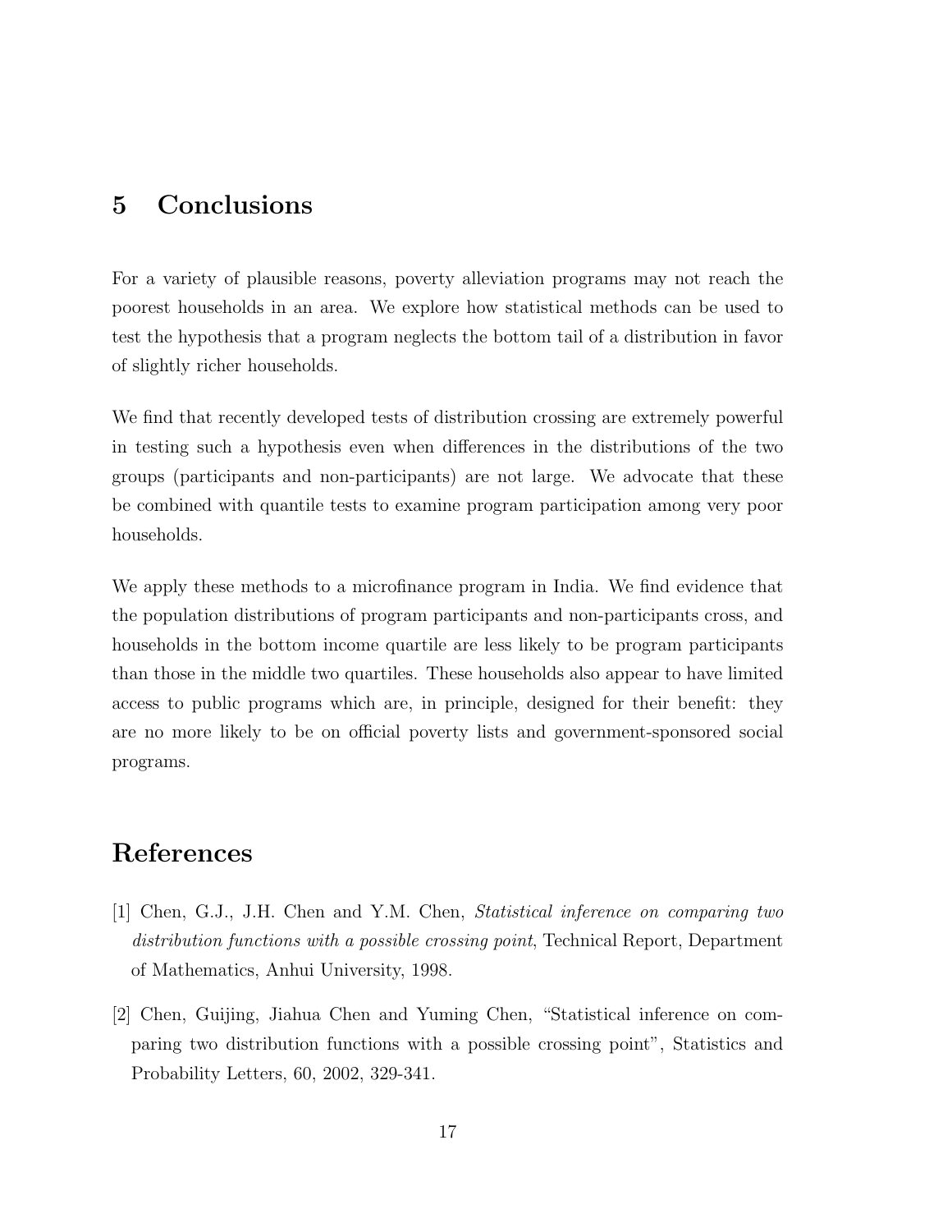## 5 Conclusions

For a variety of plausible reasons, poverty alleviation programs may not reach the poorest households in an area. We explore how statistical methods can be used to test the hypothesis that a program neglects the bottom tail of a distribution in favor of slightly richer households.

We find that recently developed tests of distribution crossing are extremely powerful in testing such a hypothesis even when differences in the distributions of the two groups (participants and non-participants) are not large. We advocate that these be combined with quantile tests to examine program participation among very poor households.

We apply these methods to a microfinance program in India. We find evidence that the population distributions of program participants and non-participants cross, and households in the bottom income quartile are less likely to be program participants than those in the middle two quartiles. These households also appear to have limited access to public programs which are, in principle, designed for their benefit: they are no more likely to be on official poverty lists and government-sponsored social programs.

## References

[1] Chen, G.J., J.H. Chen and Y.M. Chen, *Statistical inference on comparing two distribution functions with a possible crossing point*, Technical Report, Department of Mathematics, Anhui University, 1998.

[2] Chen, Guijing, Jiahua Chen and Yuming Chen, "Statistical inference on comparing two distribution functions with a possible crossing point", Statistics and Probability Letters, 60, 2002, 329-341.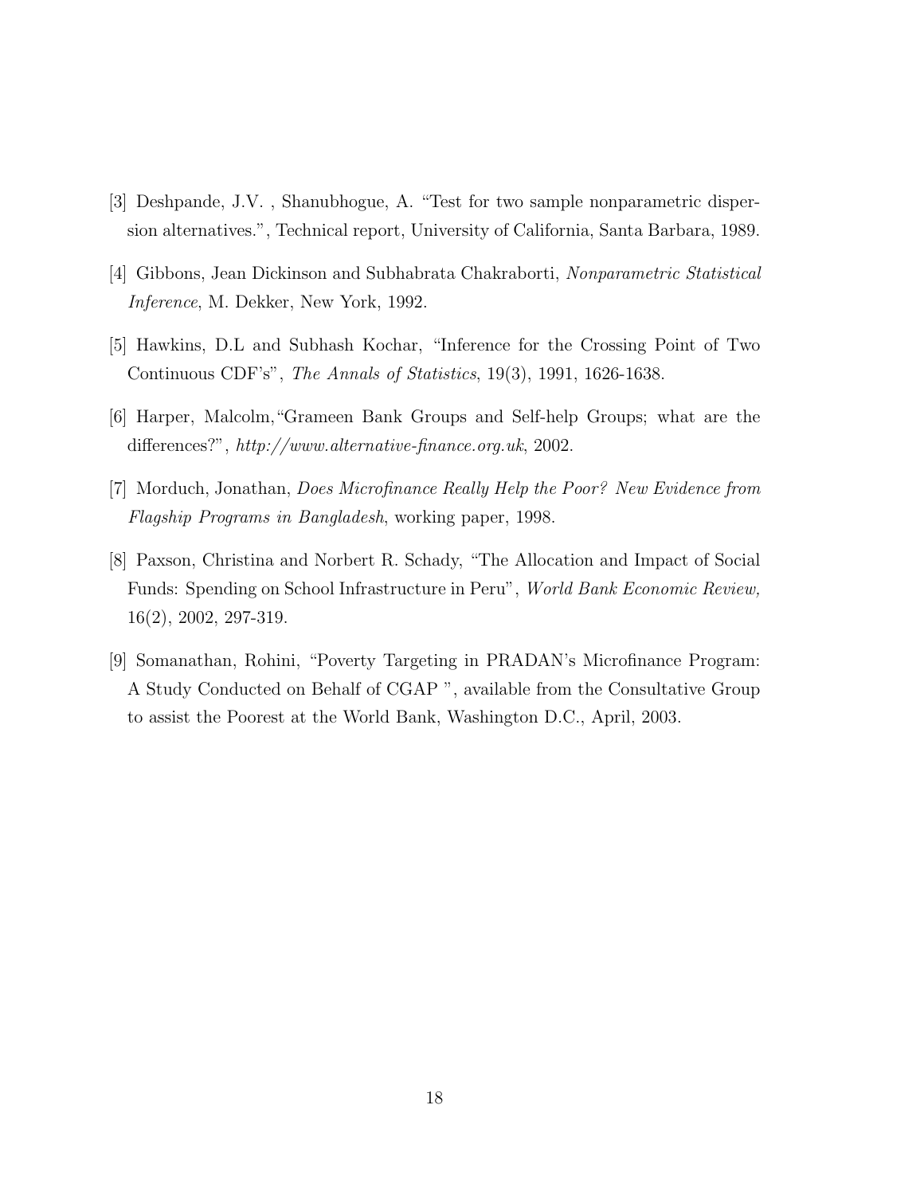[3] Deshpande, J.V. , Shanubhogue, A. "Test for two sample nonparametric dispersion alternatives.", Technical report, University of California, Santa Barbara, 1989.

[4] Gibbons, Jean Dickinson and Subhabrata Chakraborti, *Nonparametric Statistical Inference*, M. Dekker, New York, 1992.

[5] Hawkins, D.L and Subhash Kochar, "Inference for the Crossing Point of Two Continuous CDF's", *The Annals of Statistics*, 19(3), 1991, 1626-1638.

[6] Harper, Malcolm,"Grameen Bank Groups and Self-help Groups; what are the differences?", *http://www.alternative-finance.org.uk*, 2002.

[7] Morduch, Jonathan, *Does Microfinance Really Help the Poor? New Evidence from Flagship Programs in Bangladesh*, working paper, 1998.

[8] Paxson, Christina and Norbert R. Schady, "The Allocation and Impact of Social Funds: Spending on School Infrastructure in Peru", *World Bank Economic Review,* 16(2), 2002, 297-319.

[9] Somanathan, Rohini, "Poverty Targeting in PRADAN's Microfinance Program: A Study Conducted on Behalf of CGAP ", available from the Consultative Group to assist the Poorest at the World Bank, Washington D.C., April, 2003.